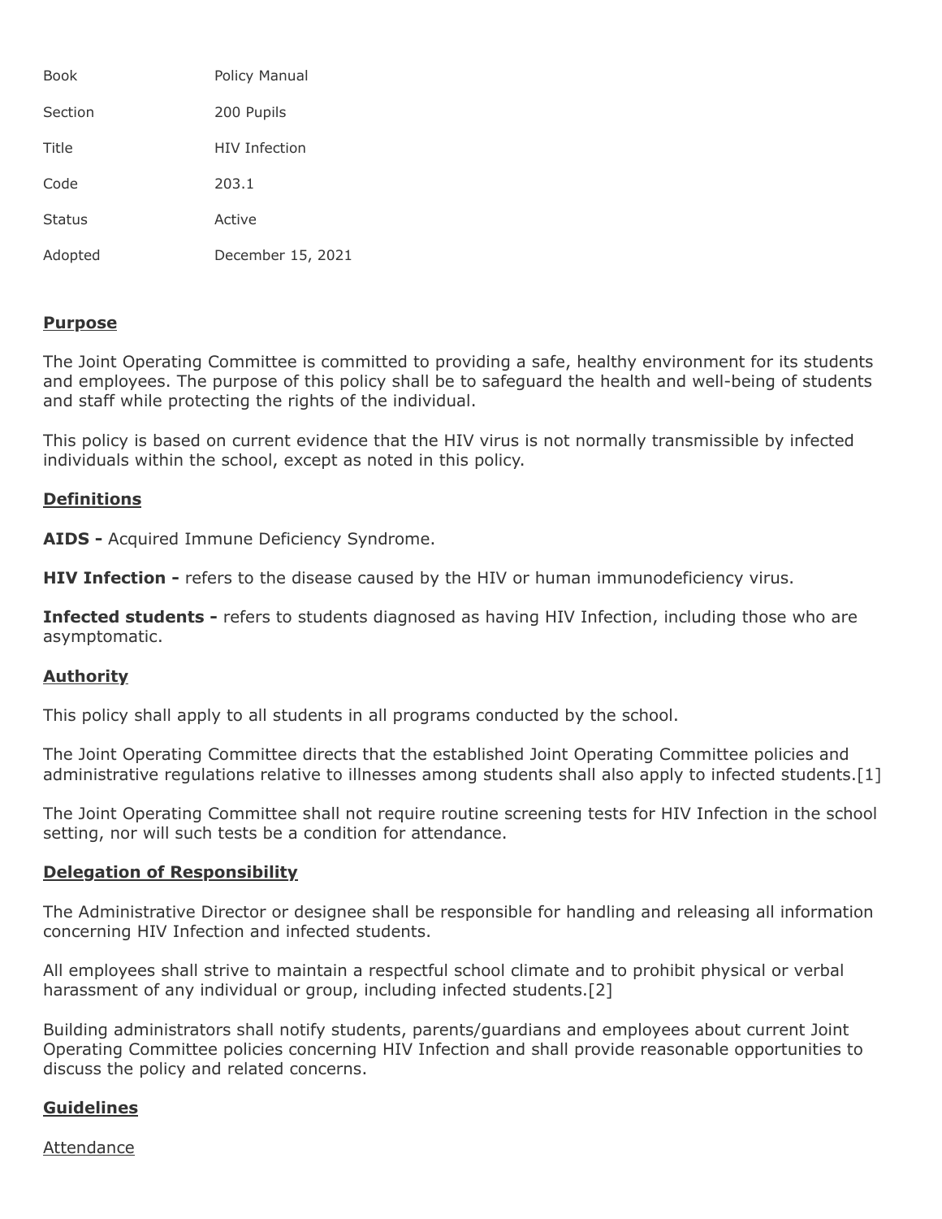| | |
|---|---|
| Book | Policy Manual |
| Section | 200 Pupils |
| Title | HIV Infection |
| Code | 203.1 |
| Status | Active |
| Adopted | December 15, 2021 |

## Purpose

The Joint Operating Committee is committed to providing a safe, healthy environment for its students and employees. The purpose of this policy shall be to safeguard the health and well-being of students and staff while protecting the rights of the individual.

This policy is based on current evidence that the HIV virus is not normally transmissible by infected individuals within the school, except as noted in this policy.

## Definitions

**AIDS -** Acquired Immune Deficiency Syndrome.

**HIV Infection -** refers to the disease caused by the HIV or human immunodeficiency virus.

**Infected students -** refers to students diagnosed as having HIV Infection, including those who are asymptomatic.

## Authority

This policy shall apply to all students in all programs conducted by the school.

The Joint Operating Committee directs that the established Joint Operating Committee policies and administrative regulations relative to illnesses among students shall also apply to infected students.[1]

The Joint Operating Committee shall not require routine screening tests for HIV Infection in the school setting, nor will such tests be a condition for attendance.

## Delegation of Responsibility

The Administrative Director or designee shall be responsible for handling and releasing all information concerning HIV Infection and infected students.

All employees shall strive to maintain a respectful school climate and to prohibit physical or verbal harassment of any individual or group, including infected students.[2]

Building administrators shall notify students, parents/guardians and employees about current Joint Operating Committee policies concerning HIV Infection and shall provide reasonable opportunities to discuss the policy and related concerns.

## Guidelines

### Attendance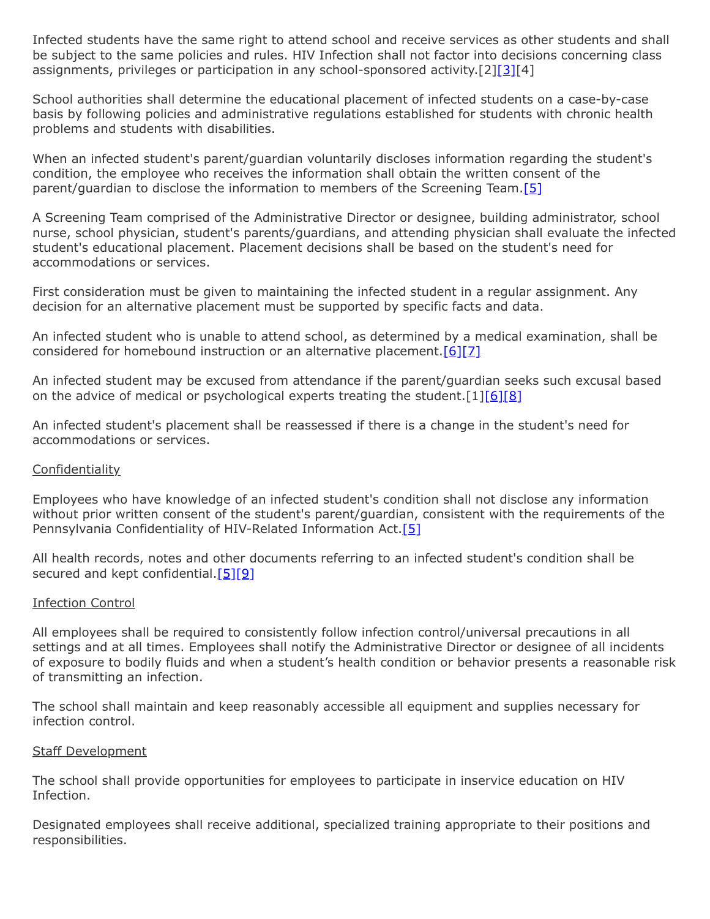Infected students have the same right to attend school and receive services as other students and shall be subject to the same policies and rules. HIV Infection shall not factor into decisions concerning class assignments, privileges or participation in any school-sponsored activity.[2][3][4]

School authorities shall determine the educational placement of infected students on a case-by-case basis by following policies and administrative regulations established for students with chronic health problems and students with disabilities.

When an infected student's parent/guardian voluntarily discloses information regarding the student's condition, the employee who receives the information shall obtain the written consent of the parent/guardian to disclose the information to members of the Screening Team.[5]

A Screening Team comprised of the Administrative Director or designee, building administrator, school nurse, school physician, student's parents/guardians, and attending physician shall evaluate the infected student's educational placement. Placement decisions shall be based on the student's need for accommodations or services.

First consideration must be given to maintaining the infected student in a regular assignment. Any decision for an alternative placement must be supported by specific facts and data.

An infected student who is unable to attend school, as determined by a medical examination, shall be considered for homebound instruction or an alternative placement.[6][7]

An infected student may be excused from attendance if the parent/guardian seeks such excusal based on the advice of medical or psychological experts treating the student.[1][6][8]

An infected student's placement shall be reassessed if there is a change in the student's need for accommodations or services.

Confidentiality

Employees who have knowledge of an infected student's condition shall not disclose any information without prior written consent of the student's parent/guardian, consistent with the requirements of the Pennsylvania Confidentiality of HIV-Related Information Act.[5]

All health records, notes and other documents referring to an infected student's condition shall be secured and kept confidential.[5][9]

Infection Control

All employees shall be required to consistently follow infection control/universal precautions in all settings and at all times. Employees shall notify the Administrative Director or designee of all incidents of exposure to bodily fluids and when a student's health condition or behavior presents a reasonable risk of transmitting an infection.

The school shall maintain and keep reasonably accessible all equipment and supplies necessary for infection control.

Staff Development

The school shall provide opportunities for employees to participate in inservice education on HIV Infection.

Designated employees shall receive additional, specialized training appropriate to their positions and responsibilities.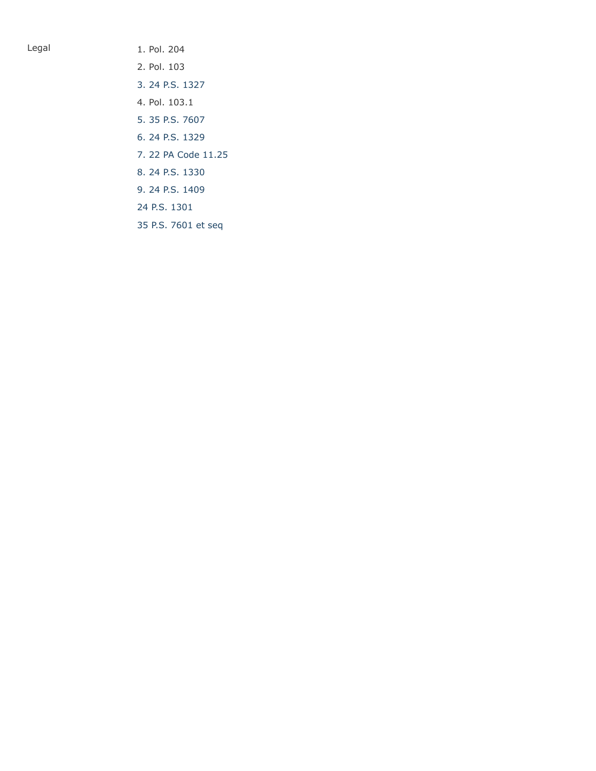Legal

1. Pol. 204
2. Pol. 103
3. 24 P.S. 1327
4. Pol. 103.1
5. 35 P.S. 7607
6. 24 P.S. 1329
7. 22 PA Code 11.25
8. 24 P.S. 1330
9. 24 P.S. 1409

24 P.S. 1301

35 P.S. 7601 et seq